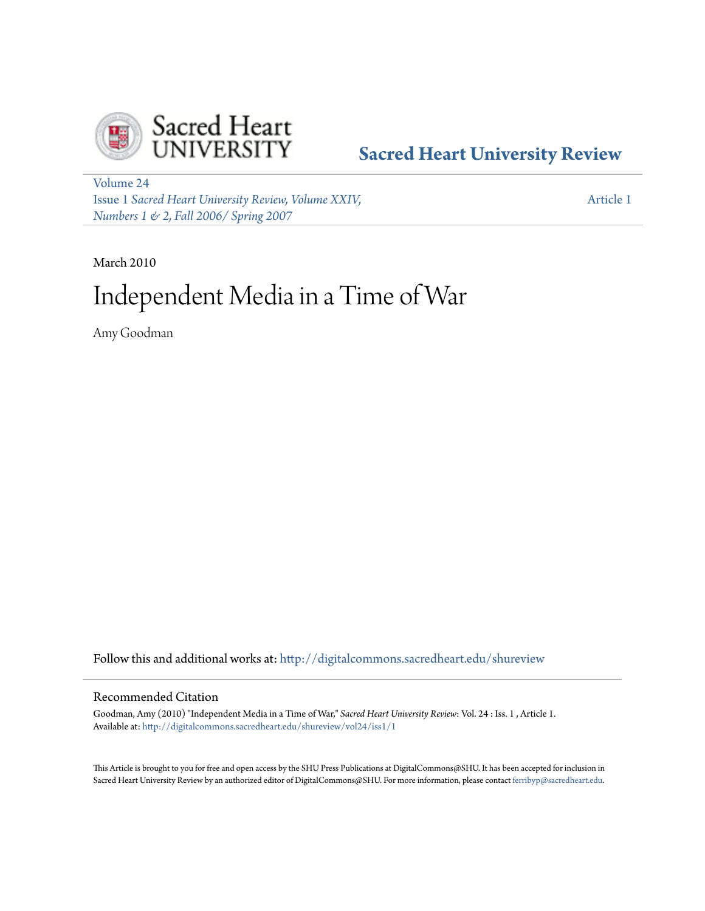Sacred Heart University

# Sacred Heart University Review

Volume 24
Issue 1 *Sacred Heart University Review, Volume XXIV, Numbers 1 & 2, Fall 2006/ Spring 2007*

Article 1

March 2010

# Independent Media in a Time of War

Amy Goodman

Follow this and additional works at: http://digitalcommons.sacredheart.edu/shureview

## Recommended Citation

Goodman, Amy (2010) "Independent Media in a Time of War," *Sacred Heart University Review*: Vol. 24 : Iss. 1 , Article 1.
Available at: http://digitalcommons.sacredheart.edu/shureview/vol24/iss1/1

This Article is brought to you for free and open access by the SHU Press Publications at DigitalCommons@SHU. It has been accepted for inclusion in Sacred Heart University Review by an authorized editor of DigitalCommons@SHU. For more information, please contact ferribyp@sacredheart.edu.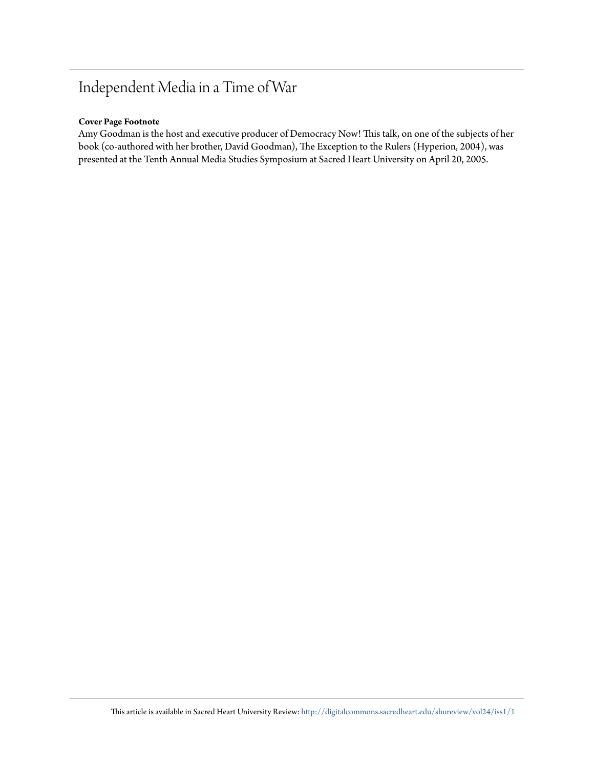# Independent Media in a Time of War

**Cover Page Footnote**

Amy Goodman is the host and executive producer of Democracy Now! This talk, on one of the subjects of her book (co-authored with her brother, David Goodman), The Exception to the Rulers (Hyperion, 2004), was presented at the Tenth Annual Media Studies Symposium at Sacred Heart University on April 20, 2005.

This article is available in Sacred Heart University Review: http://digitalcommons.sacredheart.edu/shureview/vol24/iss1/1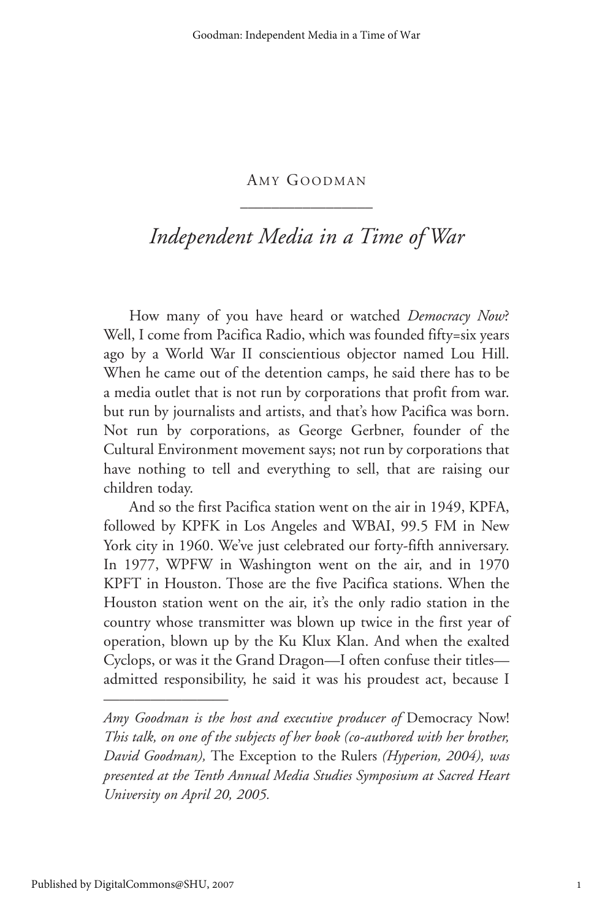Amy Goodman

# *Independent Media in a Time of War*

How many of you have heard or watched *Democracy Now*? Well, I come from Pacifica Radio, which was founded fifty=six years ago by a World War II conscientious objector named Lou Hill. When he came out of the detention camps, he said there has to be a media outlet that is not run by corporations that profit from war. but run by journalists and artists, and that's how Pacifica was born. Not run by corporations, as George Gerbner, founder of the Cultural Environment movement says; not run by corporations that have nothing to tell and everything to sell, that are raising our children today.

And so the first Pacifica station went on the air in 1949, KPFA, followed by KPFK in Los Angeles and WBAI, 99.5 FM in New York city in 1960. We've just celebrated our forty-fifth anniversary. In 1977, WPFW in Washington went on the air, and in 1970 KPFT in Houston. Those are the five Pacifica stations. When the Houston station went on the air, it's the only radio station in the country whose transmitter was blown up twice in the first year of operation, blown up by the Ku Klux Klan. And when the exalted Cyclops, or was it the Grand Dragon—I often confuse their titles—admitted responsibility, he said it was his proudest act, because I

---

*Amy Goodman is the host and executive producer of* Democracy Now! *This talk, on one of the subjects of her book (co-authored with her brother, David Goodman),* The Exception to the Rulers *(Hyperion, 2004), was presented at the Tenth Annual Media Studies Symposium at Sacred Heart University on April 20, 2005.*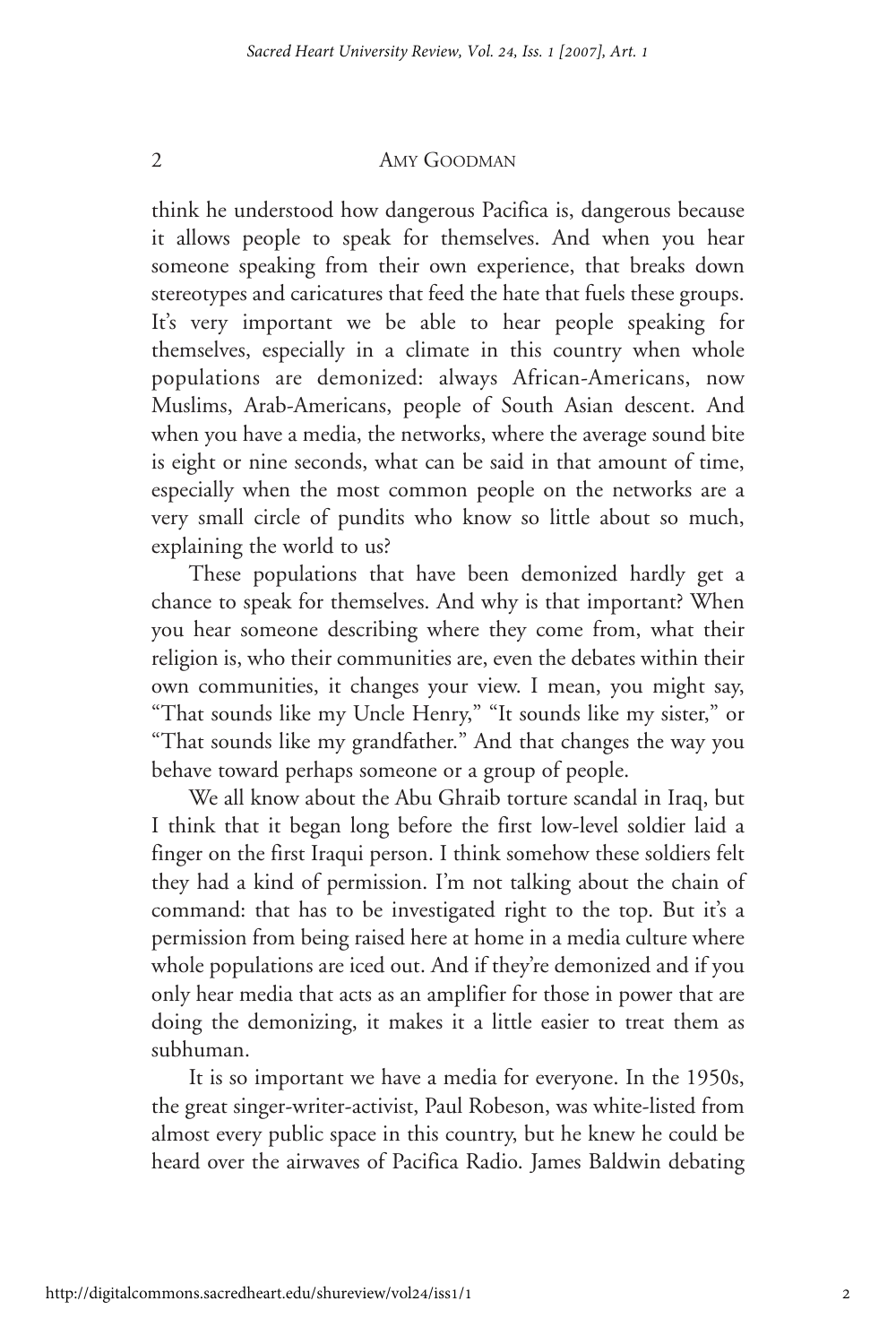think he understood how dangerous Pacifica is, dangerous because it allows people to speak for themselves. And when you hear someone speaking from their own experience, that breaks down stereotypes and caricatures that feed the hate that fuels these groups. It's very important we be able to hear people speaking for themselves, especially in a climate in this country when whole populations are demonized: always African-Americans, now Muslims, Arab-Americans, people of South Asian descent. And when you have a media, the networks, where the average sound bite is eight or nine seconds, what can be said in that amount of time, especially when the most common people on the networks are a very small circle of pundits who know so little about so much, explaining the world to us?

These populations that have been demonized hardly get a chance to speak for themselves. And why is that important? When you hear someone describing where they come from, what their religion is, who their communities are, even the debates within their own communities, it changes your view. I mean, you might say, "That sounds like my Uncle Henry," "It sounds like my sister," or "That sounds like my grandfather." And that changes the way you behave toward perhaps someone or a group of people.

We all know about the Abu Ghraib torture scandal in Iraq, but I think that it began long before the first low-level soldier laid a finger on the first Iraqui person. I think somehow these soldiers felt they had a kind of permission. I'm not talking about the chain of command: that has to be investigated right to the top. But it's a permission from being raised here at home in a media culture where whole populations are iced out. And if they're demonized and if you only hear media that acts as an amplifier for those in power that are doing the demonizing, it makes it a little easier to treat them as subhuman.

It is so important we have a media for everyone. In the 1950s, the great singer-writer-activist, Paul Robeson, was white-listed from almost every public space in this country, but he knew he could be heard over the airwaves of Pacifica Radio. James Baldwin debating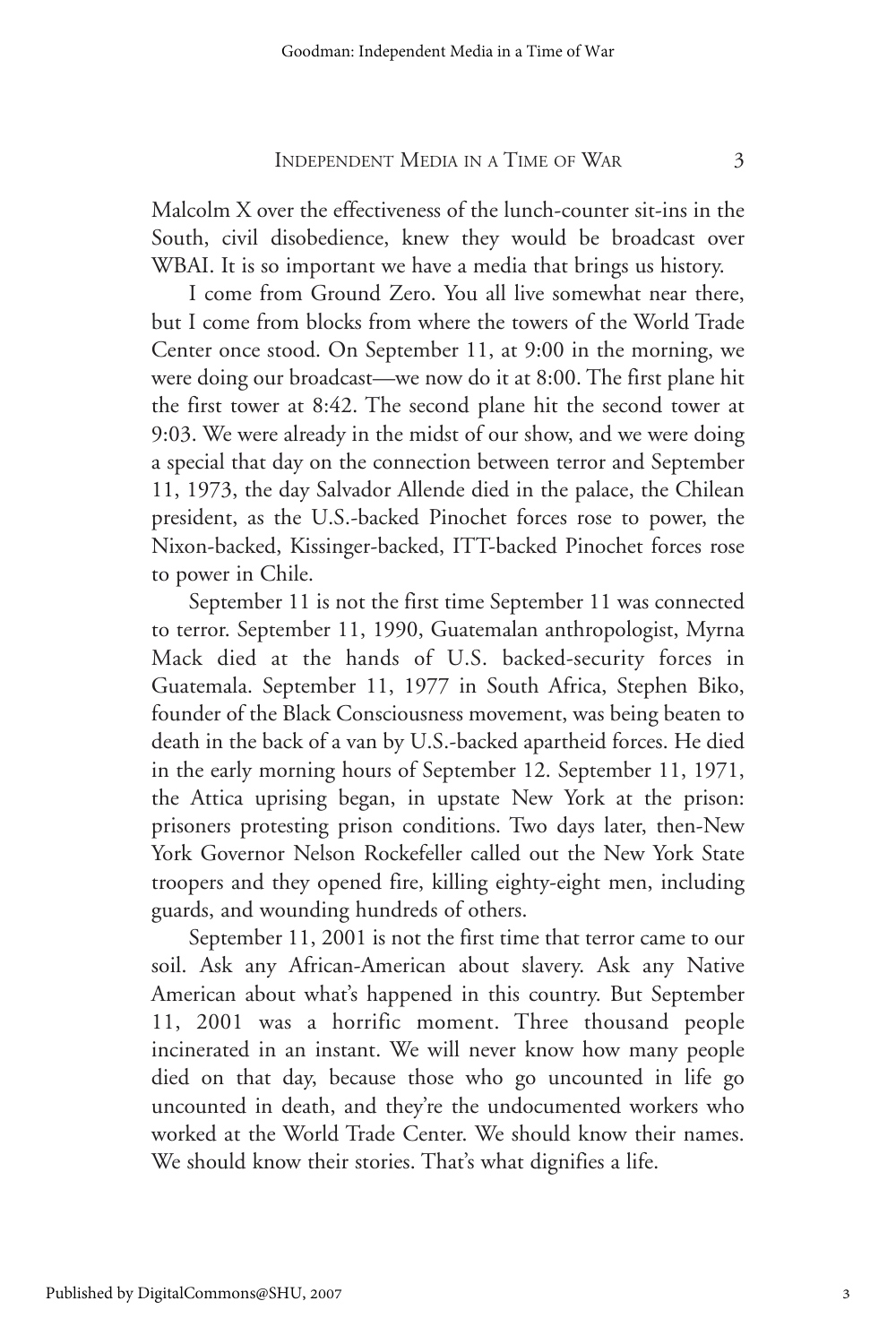Malcolm X over the effectiveness of the lunch-counter sit-ins in the South, civil disobedience, knew they would be broadcast over WBAI. It is so important we have a media that brings us history.

I come from Ground Zero. You all live somewhat near there, but I come from blocks from where the towers of the World Trade Center once stood. On September 11, at 9:00 in the morning, we were doing our broadcast—we now do it at 8:00. The first plane hit the first tower at 8:42. The second plane hit the second tower at 9:03. We were already in the midst of our show, and we were doing a special that day on the connection between terror and September 11, 1973, the day Salvador Allende died in the palace, the Chilean president, as the U.S.-backed Pinochet forces rose to power, the Nixon-backed, Kissinger-backed, ITT-backed Pinochet forces rose to power in Chile.

September 11 is not the first time September 11 was connected to terror. September 11, 1990, Guatemalan anthropologist, Myrna Mack died at the hands of U.S. backed-security forces in Guatemala. September 11, 1977 in South Africa, Stephen Biko, founder of the Black Consciousness movement, was being beaten to death in the back of a van by U.S.-backed apartheid forces. He died in the early morning hours of September 12. September 11, 1971, the Attica uprising began, in upstate New York at the prison: prisoners protesting prison conditions. Two days later, then-New York Governor Nelson Rockefeller called out the New York State troopers and they opened fire, killing eighty-eight men, including guards, and wounding hundreds of others.

September 11, 2001 is not the first time that terror came to our soil. Ask any African-American about slavery. Ask any Native American about what's happened in this country. But September 11, 2001 was a horrific moment. Three thousand people incinerated in an instant. We will never know how many people died on that day, because those who go uncounted in life go uncounted in death, and they're the undocumented workers who worked at the World Trade Center. We should know their names. We should know their stories. That's what dignifies a life.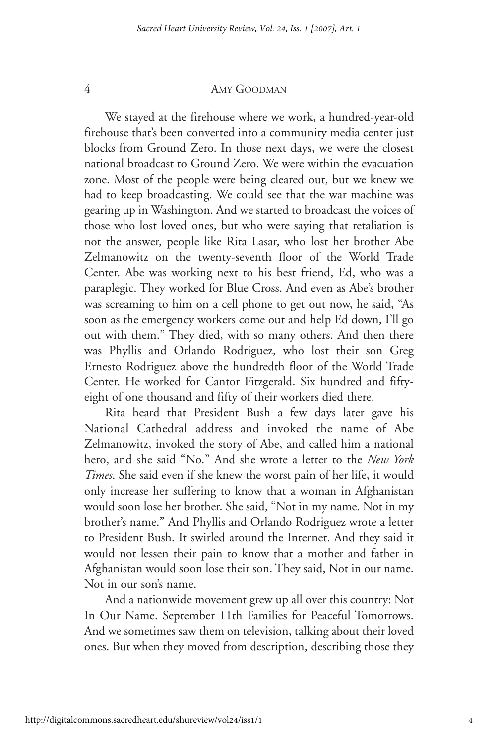We stayed at the firehouse where we work, a hundred-year-old firehouse that's been converted into a community media center just blocks from Ground Zero. In those next days, we were the closest national broadcast to Ground Zero. We were within the evacuation zone. Most of the people were being cleared out, but we knew we had to keep broadcasting. We could see that the war machine was gearing up in Washington. And we started to broadcast the voices of those who lost loved ones, but who were saying that retaliation is not the answer, people like Rita Lasar, who lost her brother Abe Zelmanowitz on the twenty-seventh floor of the World Trade Center. Abe was working next to his best friend, Ed, who was a paraplegic. They worked for Blue Cross. And even as Abe's brother was screaming to him on a cell phone to get out now, he said, "As soon as the emergency workers come out and help Ed down, I'll go out with them." They died, with so many others. And then there was Phyllis and Orlando Rodriguez, who lost their son Greg Ernesto Rodriguez above the hundredth floor of the World Trade Center. He worked for Cantor Fitzgerald. Six hundred and fifty-eight of one thousand and fifty of their workers died there.

Rita heard that President Bush a few days later gave his National Cathedral address and invoked the name of Abe Zelmanowitz, invoked the story of Abe, and called him a national hero, and she said "No." And she wrote a letter to the *New York Times*. She said even if she knew the worst pain of her life, it would only increase her suffering to know that a woman in Afghanistan would soon lose her brother. She said, "Not in my name. Not in my brother's name." And Phyllis and Orlando Rodriguez wrote a letter to President Bush. It swirled around the Internet. And they said it would not lessen their pain to know that a mother and father in Afghanistan would soon lose their son. They said, Not in our name. Not in our son's name.

And a nationwide movement grew up all over this country: Not In Our Name. September 11th Families for Peaceful Tomorrows. And we sometimes saw them on television, talking about their loved ones. But when they moved from description, describing those they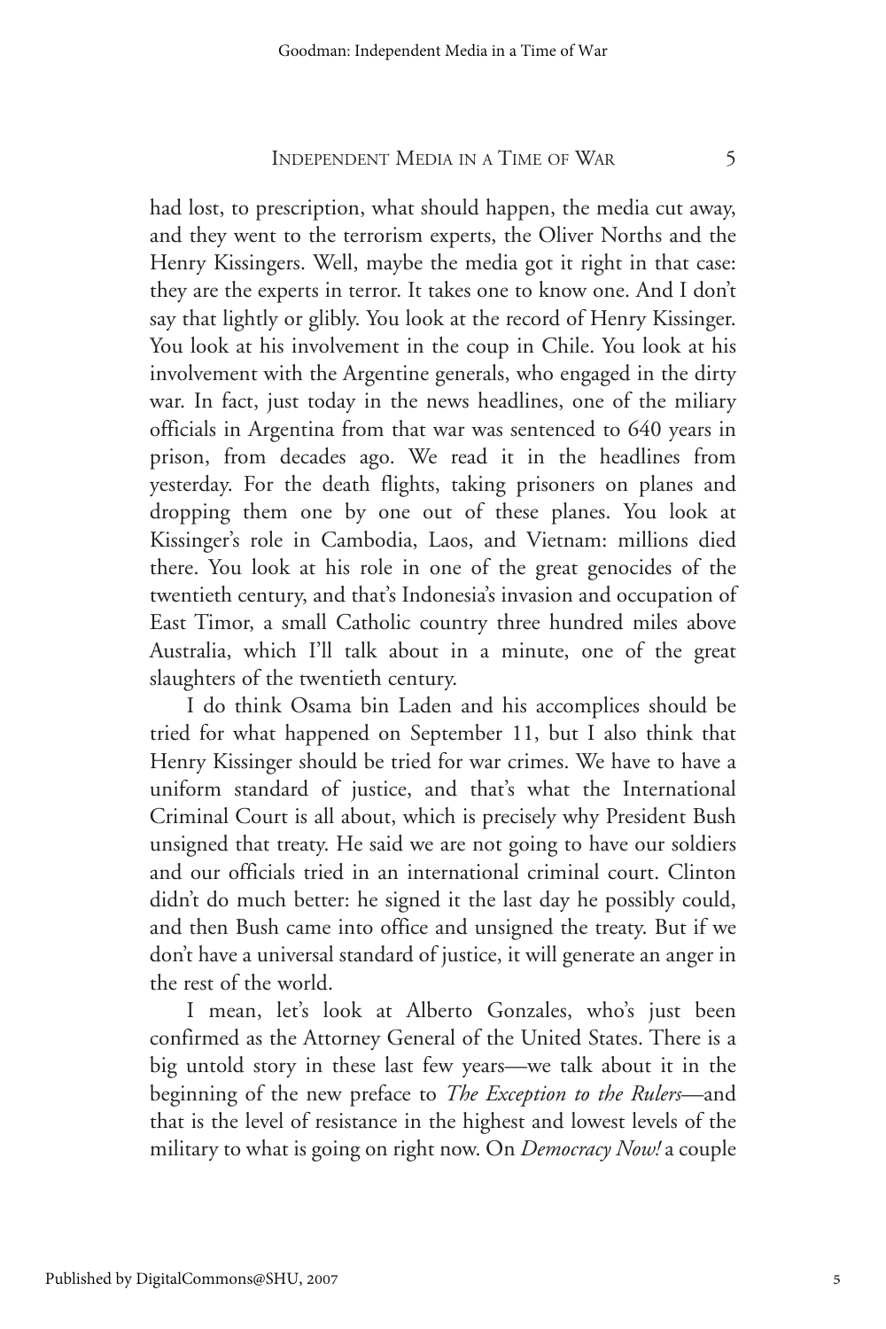had lost, to prescription, what should happen, the media cut away, and they went to the terrorism experts, the Oliver Norths and the Henry Kissingers. Well, maybe the media got it right in that case: they are the experts in terror. It takes one to know one. And I don't say that lightly or glibly. You look at the record of Henry Kissinger. You look at his involvement in the coup in Chile. You look at his involvement with the Argentine generals, who engaged in the dirty war. In fact, just today in the news headlines, one of the miliary officials in Argentina from that war was sentenced to 640 years in prison, from decades ago. We read it in the headlines from yesterday. For the death flights, taking prisoners on planes and dropping them one by one out of these planes. You look at Kissinger's role in Cambodia, Laos, and Vietnam: millions died there. You look at his role in one of the great genocides of the twentieth century, and that's Indonesia's invasion and occupation of East Timor, a small Catholic country three hundred miles above Australia, which I'll talk about in a minute, one of the great slaughters of the twentieth century.

I do think Osama bin Laden and his accomplices should be tried for what happened on September 11, but I also think that Henry Kissinger should be tried for war crimes. We have to have a uniform standard of justice, and that's what the International Criminal Court is all about, which is precisely why President Bush unsigned that treaty. He said we are not going to have our soldiers and our officials tried in an international criminal court. Clinton didn't do much better: he signed it the last day he possibly could, and then Bush came into office and unsigned the treaty. But if we don't have a universal standard of justice, it will generate an anger in the rest of the world.

I mean, let's look at Alberto Gonzales, who's just been confirmed as the Attorney General of the United States. There is a big untold story in these last few years—we talk about it in the beginning of the new preface to *The Exception to the Rulers*—and that is the level of resistance in the highest and lowest levels of the military to what is going on right now. On *Democracy Now!* a couple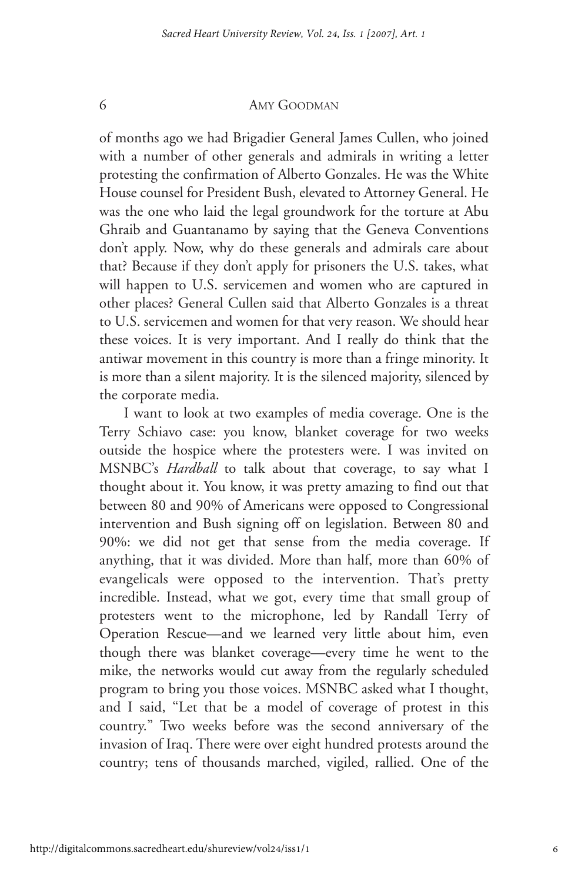of months ago we had Brigadier General James Cullen, who joined with a number of other generals and admirals in writing a letter protesting the confirmation of Alberto Gonzales. He was the White House counsel for President Bush, elevated to Attorney General. He was the one who laid the legal groundwork for the torture at Abu Ghraib and Guantanamo by saying that the Geneva Conventions don't apply. Now, why do these generals and admirals care about that? Because if they don't apply for prisoners the U.S. takes, what will happen to U.S. servicemen and women who are captured in other places? General Cullen said that Alberto Gonzales is a threat to U.S. servicemen and women for that very reason. We should hear these voices. It is very important. And I really do think that the antiwar movement in this country is more than a fringe minority. It is more than a silent majority. It is the silenced majority, silenced by the corporate media.

I want to look at two examples of media coverage. One is the Terry Schiavo case: you know, blanket coverage for two weeks outside the hospice where the protesters were. I was invited on MSNBC's *Hardball* to talk about that coverage, to say what I thought about it. You know, it was pretty amazing to find out that between 80 and 90% of Americans were opposed to Congressional intervention and Bush signing off on legislation. Between 80 and 90%: we did not get that sense from the media coverage. If anything, that it was divided. More than half, more than 60% of evangelicals were opposed to the intervention. That's pretty incredible. Instead, what we got, every time that small group of protesters went to the microphone, led by Randall Terry of Operation Rescue—and we learned very little about him, even though there was blanket coverage—every time he went to the mike, the networks would cut away from the regularly scheduled program to bring you those voices. MSNBC asked what I thought, and I said, "Let that be a model of coverage of protest in this country." Two weeks before was the second anniversary of the invasion of Iraq. There were over eight hundred protests around the country; tens of thousands marched, vigiled, rallied. One of the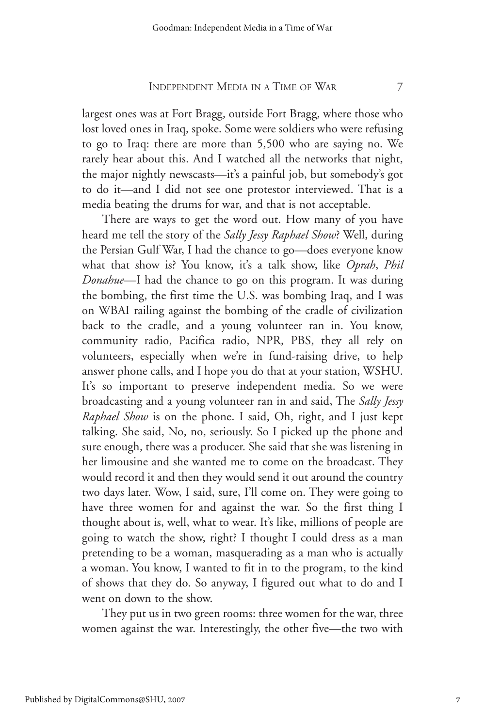largest ones was at Fort Bragg, outside Fort Bragg, where those who lost loved ones in Iraq, spoke. Some were soldiers who were refusing to go to Iraq: there are more than 5,500 who are saying no. We rarely hear about this. And I watched all the networks that night, the major nightly newscasts—it's a painful job, but somebody's got to do it—and I did not see one protestor interviewed. That is a media beating the drums for war, and that is not acceptable.

There are ways to get the word out. How many of you have heard me tell the story of the *Sally Jessy Raphael Show*? Well, during the Persian Gulf War, I had the chance to go—does everyone know what that show is? You know, it's a talk show, like *Oprah*, *Phil Donahue*—I had the chance to go on this program. It was during the bombing, the first time the U.S. was bombing Iraq, and I was on WBAI railing against the bombing of the cradle of civilization back to the cradle, and a young volunteer ran in. You know, community radio, Pacifica radio, NPR, PBS, they all rely on volunteers, especially when we're in fund-raising drive, to help answer phone calls, and I hope you do that at your station, WSHU. It's so important to preserve independent media. So we were broadcasting and a young volunteer ran in and said, The *Sally Jessy Raphael Show* is on the phone. I said, Oh, right, and I just kept talking. She said, No, no, seriously. So I picked up the phone and sure enough, there was a producer. She said that she was listening in her limousine and she wanted me to come on the broadcast. They would record it and then they would send it out around the country two days later. Wow, I said, sure, I'll come on. They were going to have three women for and against the war. So the first thing I thought about is, well, what to wear. It's like, millions of people are going to watch the show, right? I thought I could dress as a man pretending to be a woman, masquerading as a man who is actually a woman. You know, I wanted to fit in to the program, to the kind of shows that they do. So anyway, I figured out what to do and I went on down to the show.

They put us in two green rooms: three women for the war, three women against the war. Interestingly, the other five—the two with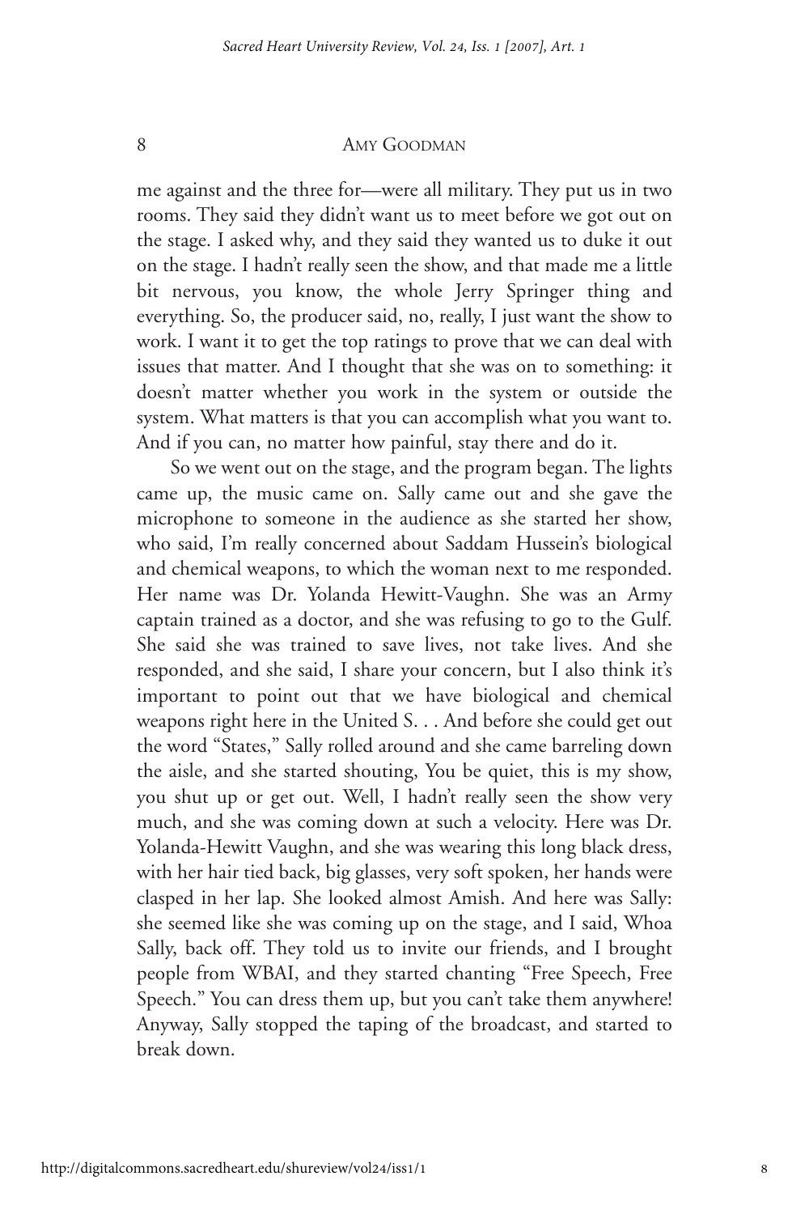me against and the three for—were all military. They put us in two rooms. They said they didn't want us to meet before we got out on the stage. I asked why, and they said they wanted us to duke it out on the stage. I hadn't really seen the show, and that made me a little bit nervous, you know, the whole Jerry Springer thing and everything. So, the producer said, no, really, I just want the show to work. I want it to get the top ratings to prove that we can deal with issues that matter. And I thought that she was on to something: it doesn't matter whether you work in the system or outside the system. What matters is that you can accomplish what you want to. And if you can, no matter how painful, stay there and do it.

So we went out on the stage, and the program began. The lights came up, the music came on. Sally came out and she gave the microphone to someone in the audience as she started her show, who said, I'm really concerned about Saddam Hussein's biological and chemical weapons, to which the woman next to me responded. Her name was Dr. Yolanda Hewitt-Vaughn. She was an Army captain trained as a doctor, and she was refusing to go to the Gulf. She said she was trained to save lives, not take lives. And she responded, and she said, I share your concern, but I also think it's important to point out that we have biological and chemical weapons right here in the United S. . . And before she could get out the word "States," Sally rolled around and she came barreling down the aisle, and she started shouting, You be quiet, this is my show, you shut up or get out. Well, I hadn't really seen the show very much, and she was coming down at such a velocity. Here was Dr. Yolanda-Hewitt Vaughn, and she was wearing this long black dress, with her hair tied back, big glasses, very soft spoken, her hands were clasped in her lap. She looked almost Amish. And here was Sally: she seemed like she was coming up on the stage, and I said, Whoa Sally, back off. They told us to invite our friends, and I brought people from WBAI, and they started chanting "Free Speech, Free Speech." You can dress them up, but you can't take them anywhere! Anyway, Sally stopped the taping of the broadcast, and started to break down.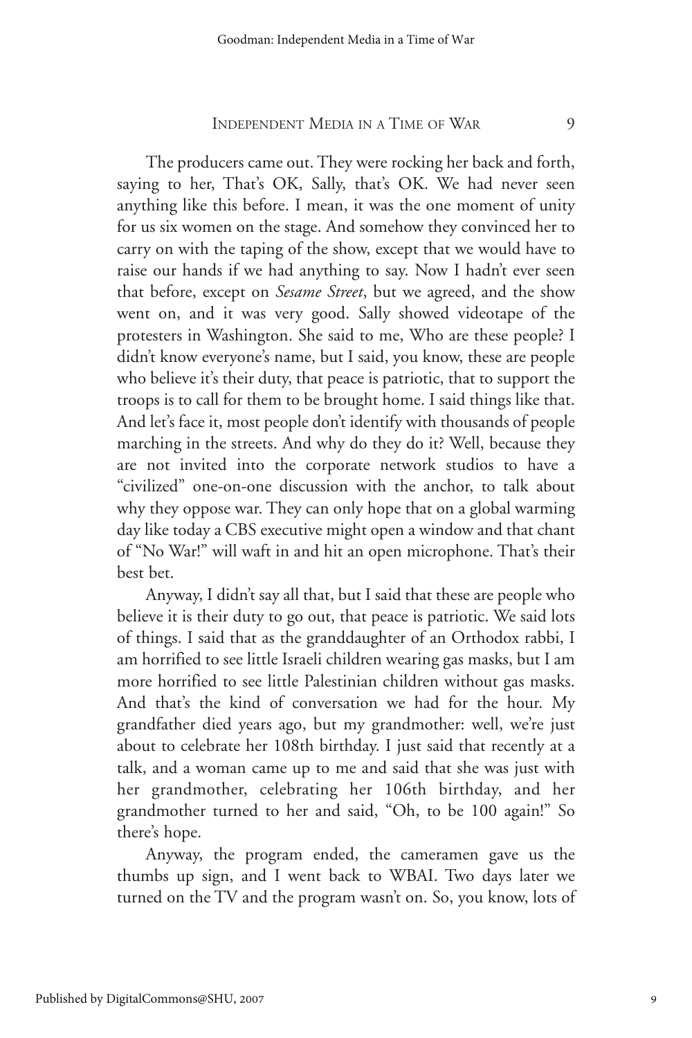The producers came out. They were rocking her back and forth, saying to her, That's OK, Sally, that's OK. We had never seen anything like this before. I mean, it was the one moment of unity for us six women on the stage. And somehow they convinced her to carry on with the taping of the show, except that we would have to raise our hands if we had anything to say. Now I hadn't ever seen that before, except on *Sesame Street*, but we agreed, and the show went on, and it was very good. Sally showed videotape of the protesters in Washington. She said to me, Who are these people? I didn't know everyone's name, but I said, you know, these are people who believe it's their duty, that peace is patriotic, that to support the troops is to call for them to be brought home. I said things like that. And let's face it, most people don't identify with thousands of people marching in the streets. And why do they do it? Well, because they are not invited into the corporate network studios to have a "civilized" one-on-one discussion with the anchor, to talk about why they oppose war. They can only hope that on a global warming day like today a CBS executive might open a window and that chant of "No War!" will waft in and hit an open microphone. That's their best bet.

Anyway, I didn't say all that, but I said that these are people who believe it is their duty to go out, that peace is patriotic. We said lots of things. I said that as the granddaughter of an Orthodox rabbi, I am horrified to see little Israeli children wearing gas masks, but I am more horrified to see little Palestinian children without gas masks. And that's the kind of conversation we had for the hour. My grandfather died years ago, but my grandmother: well, we're just about to celebrate her 108th birthday. I just said that recently at a talk, and a woman came up to me and said that she was just with her grandmother, celebrating her 106th birthday, and her grandmother turned to her and said, "Oh, to be 100 again!" So there's hope.

Anyway, the program ended, the cameramen gave us the thumbs up sign, and I went back to WBAI. Two days later we turned on the TV and the program wasn't on. So, you know, lots of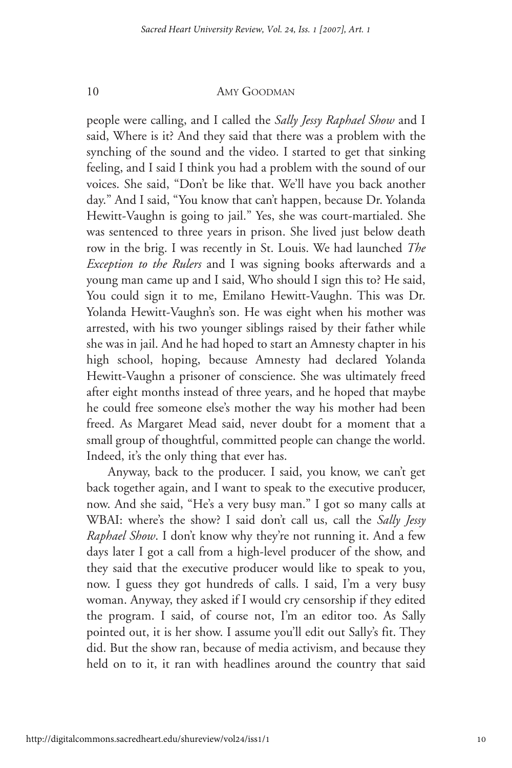people were calling, and I called the *Sally Jessy Raphael Show* and I said, Where is it? And they said that there was a problem with the synching of the sound and the video. I started to get that sinking feeling, and I said I think you had a problem with the sound of our voices. She said, "Don't be like that. We'll have you back another day." And I said, "You know that can't happen, because Dr. Yolanda Hewitt-Vaughn is going to jail." Yes, she was court-martialed. She was sentenced to three years in prison. She lived just below death row in the brig. I was recently in St. Louis. We had launched *The Exception to the Rulers* and I was signing books afterwards and a young man came up and I said, Who should I sign this to? He said, You could sign it to me, Emilano Hewitt-Vaughn. This was Dr. Yolanda Hewitt-Vaughn's son. He was eight when his mother was arrested, with his two younger siblings raised by their father while she was in jail. And he had hoped to start an Amnesty chapter in his high school, hoping, because Amnesty had declared Yolanda Hewitt-Vaughn a prisoner of conscience. She was ultimately freed after eight months instead of three years, and he hoped that maybe he could free someone else's mother the way his mother had been freed. As Margaret Mead said, never doubt for a moment that a small group of thoughtful, committed people can change the world. Indeed, it's the only thing that ever has.

Anyway, back to the producer. I said, you know, we can't get back together again, and I want to speak to the executive producer, now. And she said, "He's a very busy man." I got so many calls at WBAI: where's the show? I said don't call us, call the *Sally Jessy Raphael Show*. I don't know why they're not running it. And a few days later I got a call from a high-level producer of the show, and they said that the executive producer would like to speak to you, now. I guess they got hundreds of calls. I said, I'm a very busy woman. Anyway, they asked if I would cry censorship if they edited the program. I said, of course not, I'm an editor too. As Sally pointed out, it is her show. I assume you'll edit out Sally's fit. They did. But the show ran, because of media activism, and because they held on to it, it ran with headlines around the country that said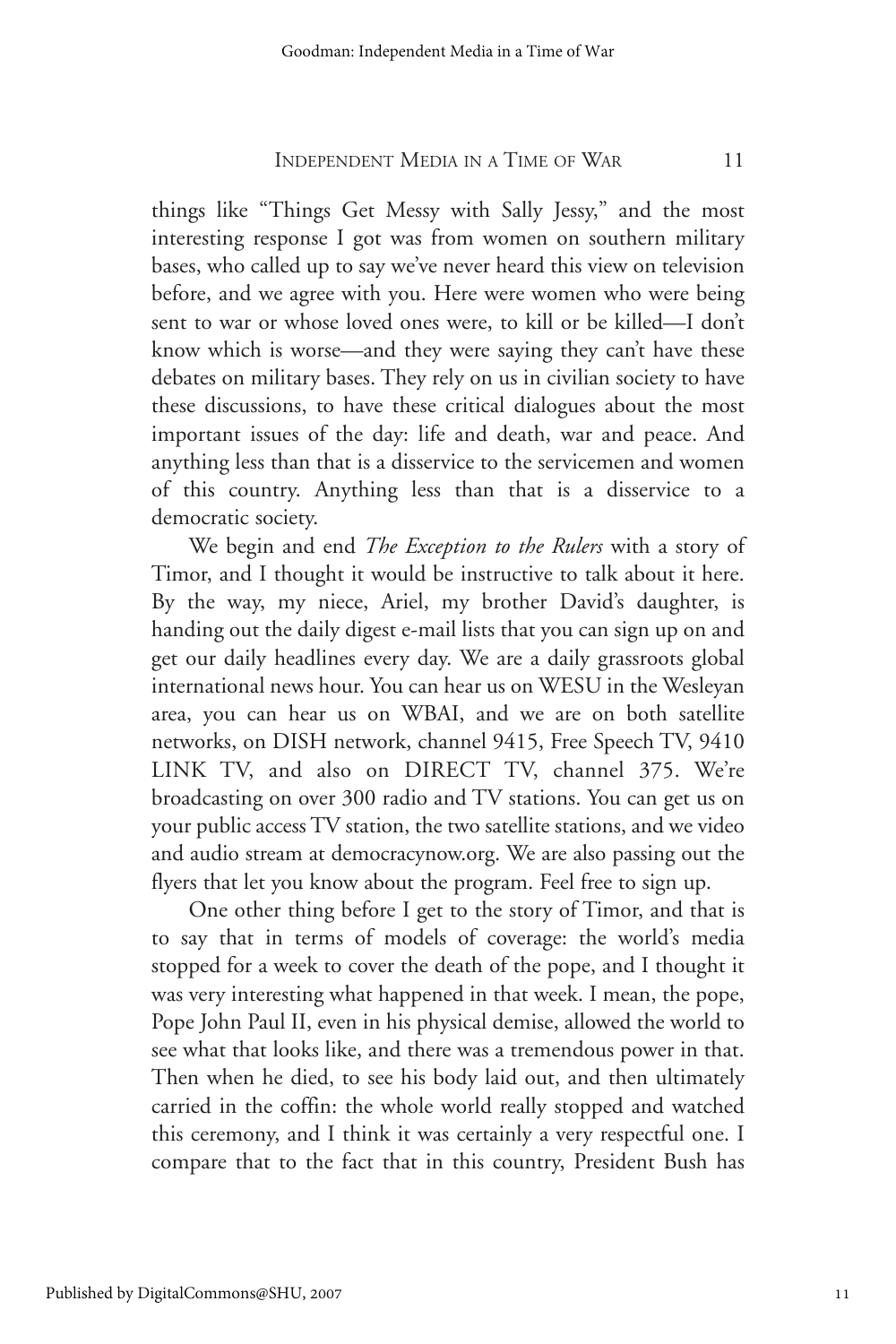things like "Things Get Messy with Sally Jessy," and the most interesting response I got was from women on southern military bases, who called up to say we've never heard this view on television before, and we agree with you. Here were women who were being sent to war or whose loved ones were, to kill or be killed—I don't know which is worse—and they were saying they can't have these debates on military bases. They rely on us in civilian society to have these discussions, to have these critical dialogues about the most important issues of the day: life and death, war and peace. And anything less than that is a disservice to the servicemen and women of this country. Anything less than that is a disservice to a democratic society.

We begin and end *The Exception to the Rulers* with a story of Timor, and I thought it would be instructive to talk about it here. By the way, my niece, Ariel, my brother David's daughter, is handing out the daily digest e-mail lists that you can sign up on and get our daily headlines every day. We are a daily grassroots global international news hour. You can hear us on WESU in the Wesleyan area, you can hear us on WBAI, and we are on both satellite networks, on DISH network, channel 9415, Free Speech TV, 9410 LINK TV, and also on DIRECT TV, channel 375. We're broadcasting on over 300 radio and TV stations. You can get us on your public access TV station, the two satellite stations, and we video and audio stream at democracynow.org. We are also passing out the flyers that let you know about the program. Feel free to sign up.

One other thing before I get to the story of Timor, and that is to say that in terms of models of coverage: the world's media stopped for a week to cover the death of the pope, and I thought it was very interesting what happened in that week. I mean, the pope, Pope John Paul II, even in his physical demise, allowed the world to see what that looks like, and there was a tremendous power in that. Then when he died, to see his body laid out, and then ultimately carried in the coffin: the whole world really stopped and watched this ceremony, and I think it was certainly a very respectful one. I compare that to the fact that in this country, President Bush has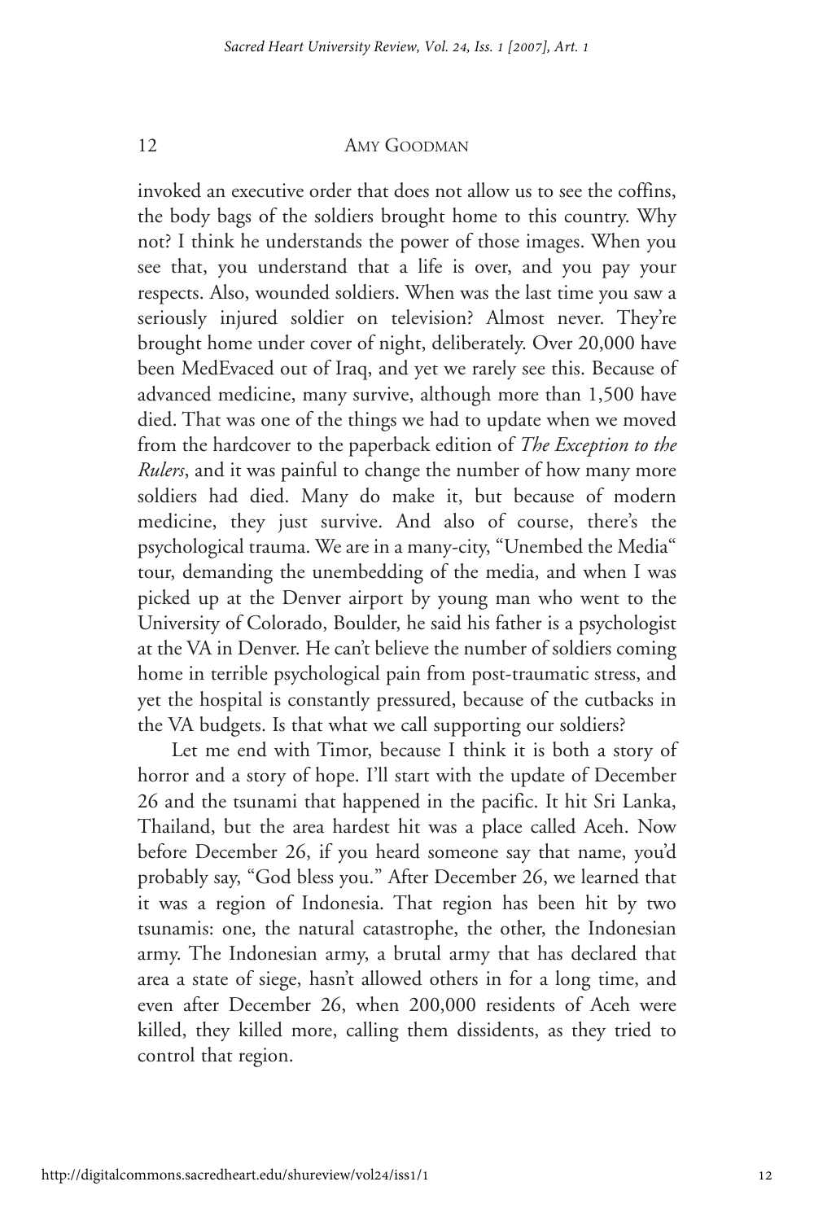invoked an executive order that does not allow us to see the coffins, the body bags of the soldiers brought home to this country. Why not? I think he understands the power of those images. When you see that, you understand that a life is over, and you pay your respects. Also, wounded soldiers. When was the last time you saw a seriously injured soldier on television? Almost never. They're brought home under cover of night, deliberately. Over 20,000 have been MedEvaced out of Iraq, and yet we rarely see this. Because of advanced medicine, many survive, although more than 1,500 have died. That was one of the things we had to update when we moved from the hardcover to the paperback edition of *The Exception to the Rulers*, and it was painful to change the number of how many more soldiers had died. Many do make it, but because of modern medicine, they just survive. And also of course, there's the psychological trauma. We are in a many-city, "Unembed the Media" tour, demanding the unembedding of the media, and when I was picked up at the Denver airport by young man who went to the University of Colorado, Boulder, he said his father is a psychologist at the VA in Denver. He can't believe the number of soldiers coming home in terrible psychological pain from post-traumatic stress, and yet the hospital is constantly pressured, because of the cutbacks in the VA budgets. Is that what we call supporting our soldiers?

Let me end with Timor, because I think it is both a story of horror and a story of hope. I'll start with the update of December 26 and the tsunami that happened in the pacific. It hit Sri Lanka, Thailand, but the area hardest hit was a place called Aceh. Now before December 26, if you heard someone say that name, you'd probably say, "God bless you." After December 26, we learned that it was a region of Indonesia. That region has been hit by two tsunamis: one, the natural catastrophe, the other, the Indonesian army. The Indonesian army, a brutal army that has declared that area a state of siege, hasn't allowed others in for a long time, and even after December 26, when 200,000 residents of Aceh were killed, they killed more, calling them dissidents, as they tried to control that region.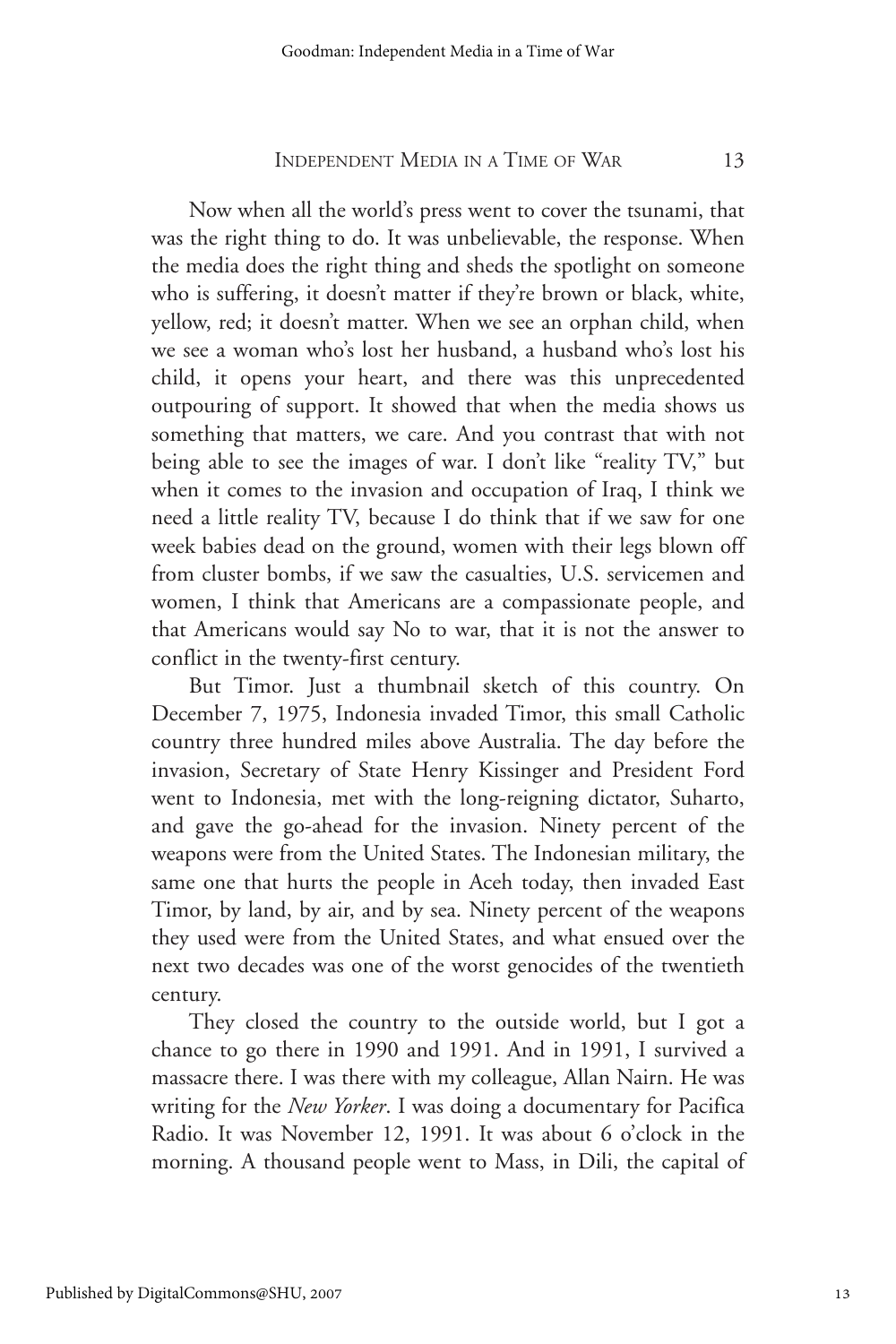Now when all the world's press went to cover the tsunami, that was the right thing to do. It was unbelievable, the response. When the media does the right thing and sheds the spotlight on someone who is suffering, it doesn't matter if they're brown or black, white, yellow, red; it doesn't matter. When we see an orphan child, when we see a woman who's lost her husband, a husband who's lost his child, it opens your heart, and there was this unprecedented outpouring of support. It showed that when the media shows us something that matters, we care. And you contrast that with not being able to see the images of war. I don't like "reality TV," but when it comes to the invasion and occupation of Iraq, I think we need a little reality TV, because I do think that if we saw for one week babies dead on the ground, women with their legs blown off from cluster bombs, if we saw the casualties, U.S. servicemen and women, I think that Americans are a compassionate people, and that Americans would say No to war, that it is not the answer to conflict in the twenty-first century.

But Timor. Just a thumbnail sketch of this country. On December 7, 1975, Indonesia invaded Timor, this small Catholic country three hundred miles above Australia. The day before the invasion, Secretary of State Henry Kissinger and President Ford went to Indonesia, met with the long-reigning dictator, Suharto, and gave the go-ahead for the invasion. Ninety percent of the weapons were from the United States. The Indonesian military, the same one that hurts the people in Aceh today, then invaded East Timor, by land, by air, and by sea. Ninety percent of the weapons they used were from the United States, and what ensued over the next two decades was one of the worst genocides of the twentieth century.

They closed the country to the outside world, but I got a chance to go there in 1990 and 1991. And in 1991, I survived a massacre there. I was there with my colleague, Allan Nairn. He was writing for the *New Yorker*. I was doing a documentary for Pacifica Radio. It was November 12, 1991. It was about 6 o'clock in the morning. A thousand people went to Mass, in Dili, the capital of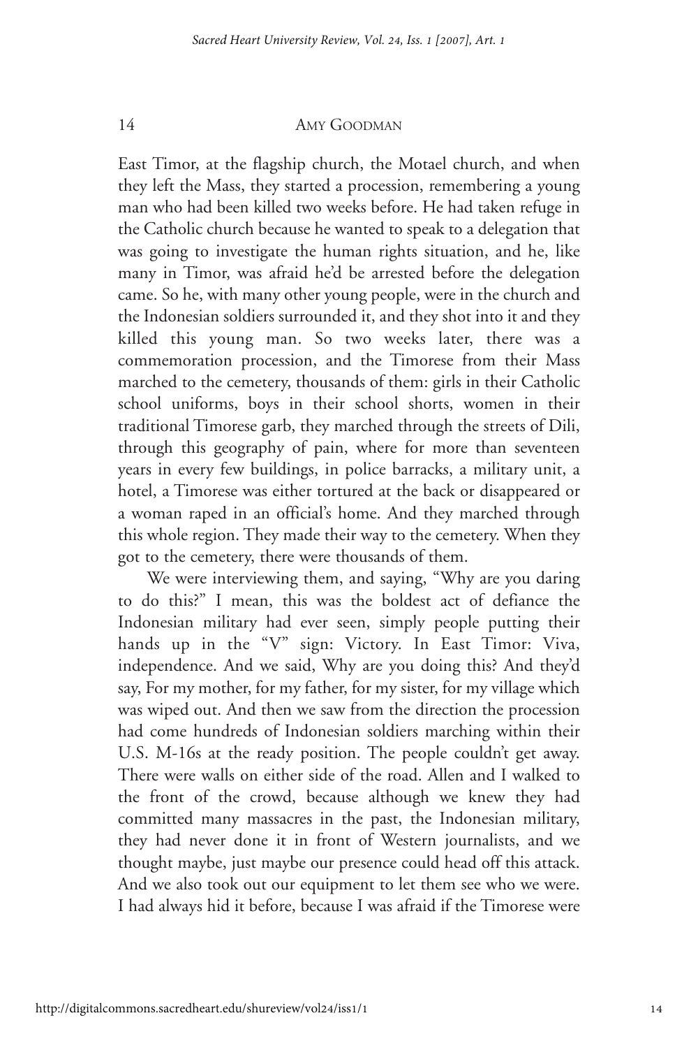East Timor, at the flagship church, the Motael church, and when they left the Mass, they started a procession, remembering a young man who had been killed two weeks before. He had taken refuge in the Catholic church because he wanted to speak to a delegation that was going to investigate the human rights situation, and he, like many in Timor, was afraid he'd be arrested before the delegation came. So he, with many other young people, were in the church and the Indonesian soldiers surrounded it, and they shot into it and they killed this young man. So two weeks later, there was a commemoration procession, and the Timorese from their Mass marched to the cemetery, thousands of them: girls in their Catholic school uniforms, boys in their school shorts, women in their traditional Timorese garb, they marched through the streets of Dili, through this geography of pain, where for more than seventeen years in every few buildings, in police barracks, a military unit, a hotel, a Timorese was either tortured at the back or disappeared or a woman raped in an official's home. And they marched through this whole region. They made their way to the cemetery. When they got to the cemetery, there were thousands of them.

We were interviewing them, and saying, "Why are you daring to do this?" I mean, this was the boldest act of defiance the Indonesian military had ever seen, simply people putting their hands up in the "V" sign: Victory. In East Timor: Viva, independence. And we said, Why are you doing this? And they'd say, For my mother, for my father, for my sister, for my village which was wiped out. And then we saw from the direction the procession had come hundreds of Indonesian soldiers marching within their U.S. M-16s at the ready position. The people couldn't get away. There were walls on either side of the road. Allen and I walked to the front of the crowd, because although we knew they had committed many massacres in the past, the Indonesian military, they had never done it in front of Western journalists, and we thought maybe, just maybe our presence could head off this attack. And we also took out our equipment to let them see who we were. I had always hid it before, because I was afraid if the Timorese were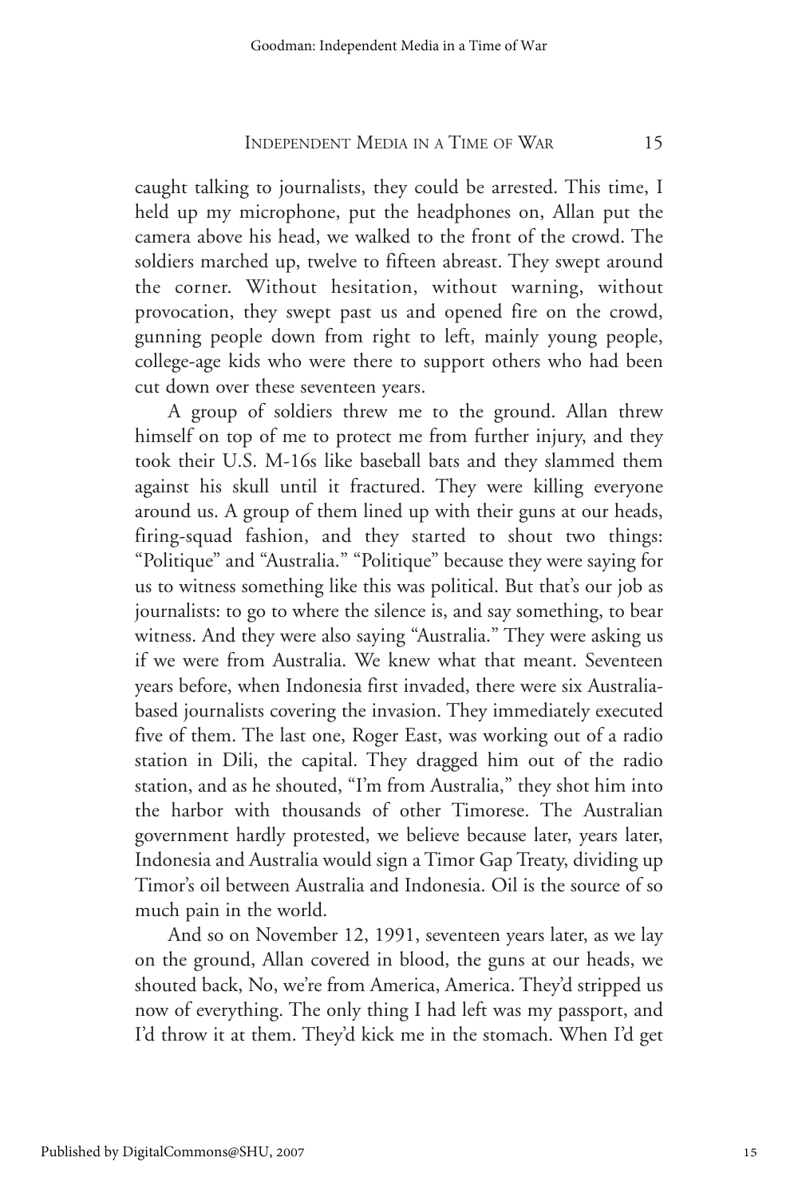caught talking to journalists, they could be arrested. This time, I held up my microphone, put the headphones on, Allan put the camera above his head, we walked to the front of the crowd. The soldiers marched up, twelve to fifteen abreast. They swept around the corner. Without hesitation, without warning, without provocation, they swept past us and opened fire on the crowd, gunning people down from right to left, mainly young people, college-age kids who were there to support others who had been cut down over these seventeen years.

A group of soldiers threw me to the ground. Allan threw himself on top of me to protect me from further injury, and they took their U.S. M-16s like baseball bats and they slammed them against his skull until it fractured. They were killing everyone around us. A group of them lined up with their guns at our heads, firing-squad fashion, and they started to shout two things: "Politique" and "Australia." "Politique" because they were saying for us to witness something like this was political. But that's our job as journalists: to go to where the silence is, and say something, to bear witness. And they were also saying "Australia." They were asking us if we were from Australia. We knew what that meant. Seventeen years before, when Indonesia first invaded, there were six Australia-based journalists covering the invasion. They immediately executed five of them. The last one, Roger East, was working out of a radio station in Dili, the capital. They dragged him out of the radio station, and as he shouted, "I'm from Australia," they shot him into the harbor with thousands of other Timorese. The Australian government hardly protested, we believe because later, years later, Indonesia and Australia would sign a Timor Gap Treaty, dividing up Timor's oil between Australia and Indonesia. Oil is the source of so much pain in the world.

And so on November 12, 1991, seventeen years later, as we lay on the ground, Allan covered in blood, the guns at our heads, we shouted back, No, we're from America, America. They'd stripped us now of everything. The only thing I had left was my passport, and I'd throw it at them. They'd kick me in the stomach. When I'd get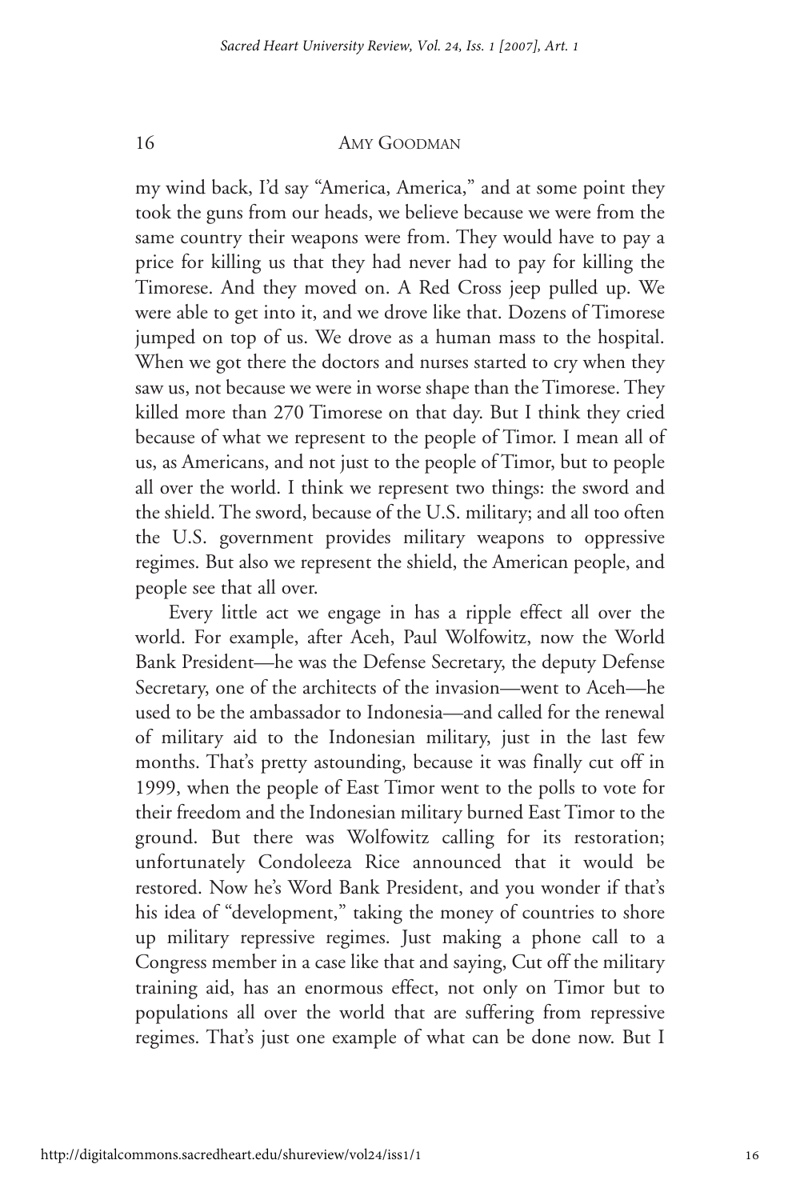my wind back, I'd say "America, America," and at some point they took the guns from our heads, we believe because we were from the same country their weapons were from. They would have to pay a price for killing us that they had never had to pay for killing the Timorese. And they moved on. A Red Cross jeep pulled up. We were able to get into it, and we drove like that. Dozens of Timorese jumped on top of us. We drove as a human mass to the hospital. When we got there the doctors and nurses started to cry when they saw us, not because we were in worse shape than the Timorese. They killed more than 270 Timorese on that day. But I think they cried because of what we represent to the people of Timor. I mean all of us, as Americans, and not just to the people of Timor, but to people all over the world. I think we represent two things: the sword and the shield. The sword, because of the U.S. military; and all too often the U.S. government provides military weapons to oppressive regimes. But also we represent the shield, the American people, and people see that all over.

Every little act we engage in has a ripple effect all over the world. For example, after Aceh, Paul Wolfowitz, now the World Bank President—he was the Defense Secretary, the deputy Defense Secretary, one of the architects of the invasion—went to Aceh—he used to be the ambassador to Indonesia—and called for the renewal of military aid to the Indonesian military, just in the last few months. That's pretty astounding, because it was finally cut off in 1999, when the people of East Timor went to the polls to vote for their freedom and the Indonesian military burned East Timor to the ground. But there was Wolfowitz calling for its restoration; unfortunately Condoleeza Rice announced that it would be restored. Now he's Word Bank President, and you wonder if that's his idea of "development," taking the money of countries to shore up military repressive regimes. Just making a phone call to a Congress member in a case like that and saying, Cut off the military training aid, has an enormous effect, not only on Timor but to populations all over the world that are suffering from repressive regimes. That's just one example of what can be done now. But I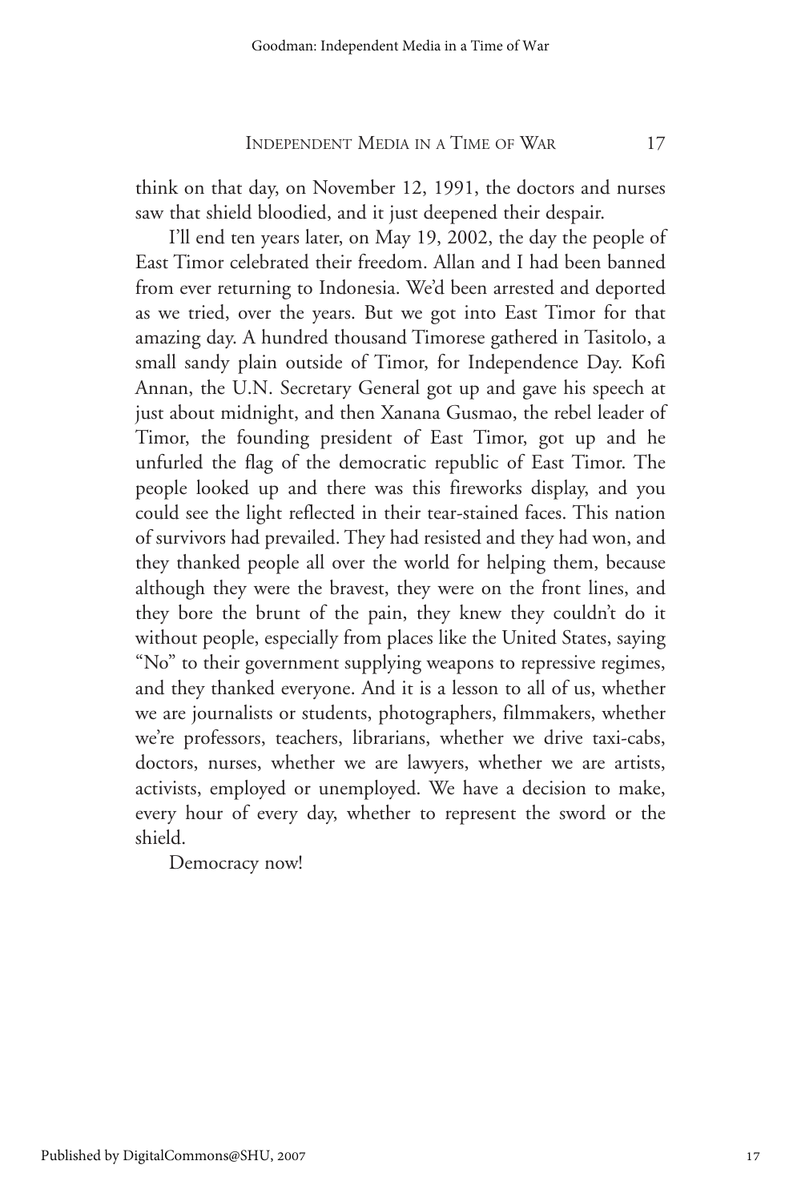think on that day, on November 12, 1991, the doctors and nurses saw that shield bloodied, and it just deepened their despair.

I'll end ten years later, on May 19, 2002, the day the people of East Timor celebrated their freedom. Allan and I had been banned from ever returning to Indonesia. We'd been arrested and deported as we tried, over the years. But we got into East Timor for that amazing day. A hundred thousand Timorese gathered in Tasitolo, a small sandy plain outside of Timor, for Independence Day. Kofi Annan, the U.N. Secretary General got up and gave his speech at just about midnight, and then Xanana Gusmao, the rebel leader of Timor, the founding president of East Timor, got up and he unfurled the flag of the democratic republic of East Timor. The people looked up and there was this fireworks display, and you could see the light reflected in their tear-stained faces. This nation of survivors had prevailed. They had resisted and they had won, and they thanked people all over the world for helping them, because although they were the bravest, they were on the front lines, and they bore the brunt of the pain, they knew they couldn't do it without people, especially from places like the United States, saying "No" to their government supplying weapons to repressive regimes, and they thanked everyone. And it is a lesson to all of us, whether we are journalists or students, photographers, filmmakers, whether we're professors, teachers, librarians, whether we drive taxi-cabs, doctors, nurses, whether we are lawyers, whether we are artists, activists, employed or unemployed. We have a decision to make, every hour of every day, whether to represent the sword or the shield.

Democracy now!